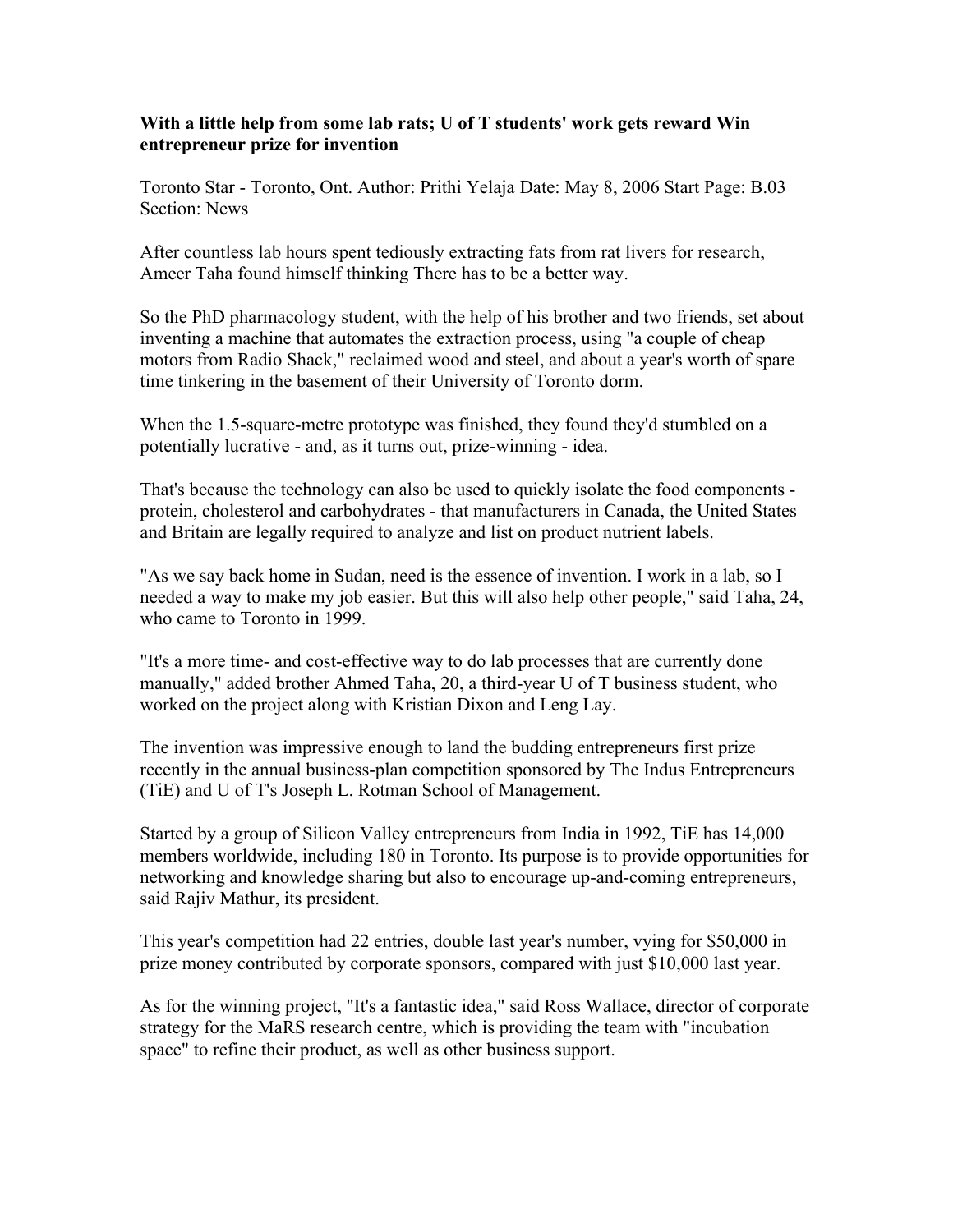**With a little help from some lab rats; U of T students' work gets reward Win entrepreneur prize for invention**

Toronto Star - Toronto, Ont. Author: Prithi Yelaja Date: May 8, 2006 Start Page: B.03 Section: News

After countless lab hours spent tediously extracting fats from rat livers for research, Ameer Taha found himself thinking There has to be a better way.

So the PhD pharmacology student, with the help of his brother and two friends, set about inventing a machine that automates the extraction process, using "a couple of cheap motors from Radio Shack," reclaimed wood and steel, and about a year's worth of spare time tinkering in the basement of their University of Toronto dorm.

When the 1.5-square-metre prototype was finished, they found they'd stumbled on a potentially lucrative - and, as it turns out, prize-winning - idea.

That's because the technology can also be used to quickly isolate the food components - protein, cholesterol and carbohydrates - that manufacturers in Canada, the United States and Britain are legally required to analyze and list on product nutrient labels.

"As we say back home in Sudan, need is the essence of invention. I work in a lab, so I needed a way to make my job easier. But this will also help other people," said Taha, 24, who came to Toronto in 1999.

"It's a more time- and cost-effective way to do lab processes that are currently done manually," added brother Ahmed Taha, 20, a third-year U of T business student, who worked on the project along with Kristian Dixon and Leng Lay.

The invention was impressive enough to land the budding entrepreneurs first prize recently in the annual business-plan competition sponsored by The Indus Entrepreneurs (TiE) and U of T's Joseph L. Rotman School of Management.

Started by a group of Silicon Valley entrepreneurs from India in 1992, TiE has 14,000 members worldwide, including 180 in Toronto. Its purpose is to provide opportunities for networking and knowledge sharing but also to encourage up-and-coming entrepreneurs, said Rajiv Mathur, its president.

This year's competition had 22 entries, double last year's number, vying for $50,000 in prize money contributed by corporate sponsors, compared with just $10,000 last year.

As for the winning project, "It's a fantastic idea," said Ross Wallace, director of corporate strategy for the MaRS research centre, which is providing the team with "incubation space" to refine their product, as well as other business support.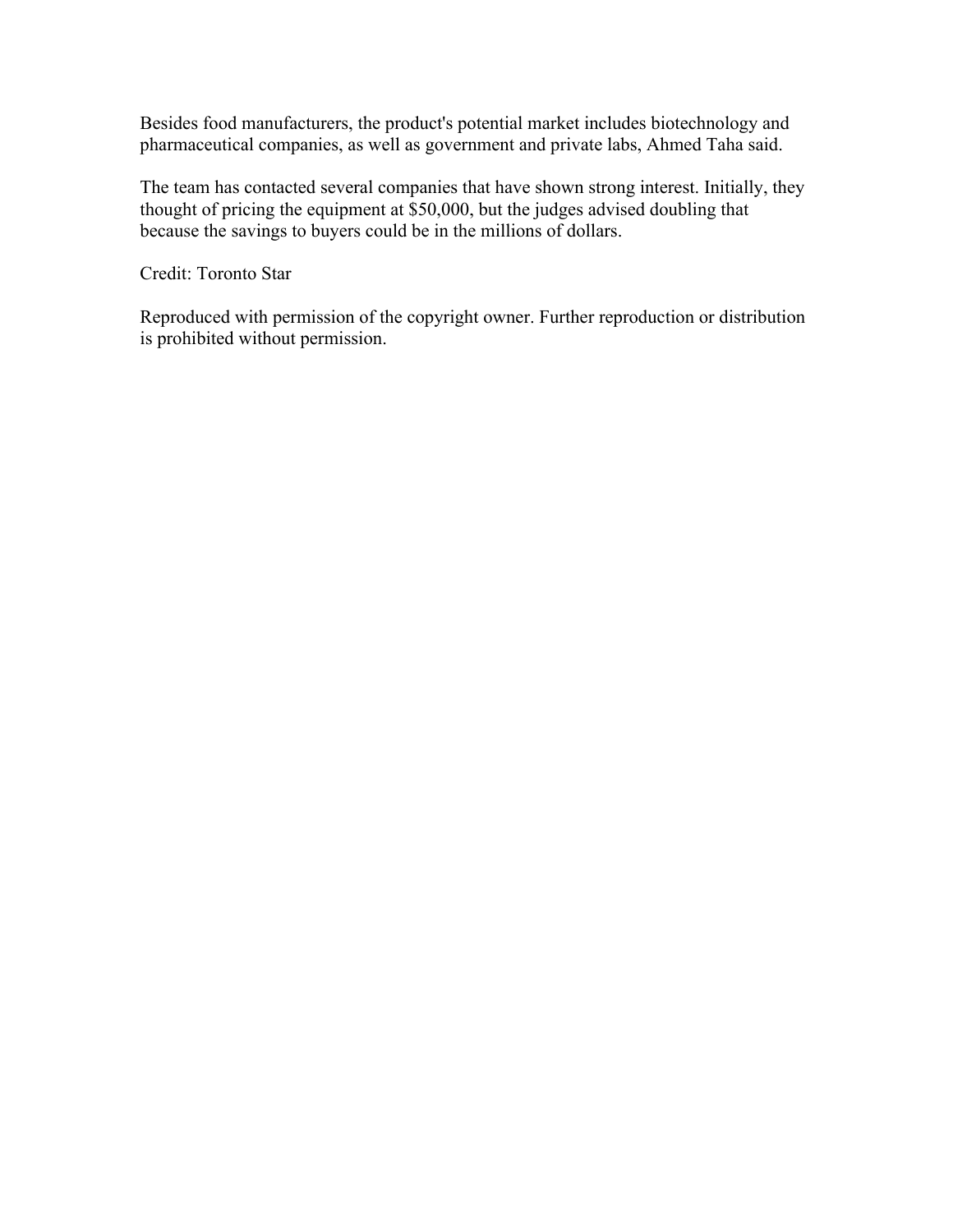Besides food manufacturers, the product's potential market includes biotechnology and pharmaceutical companies, as well as government and private labs, Ahmed Taha said.

The team has contacted several companies that have shown strong interest. Initially, they thought of pricing the equipment at $50,000, but the judges advised doubling that because the savings to buyers could be in the millions of dollars.

Credit: Toronto Star

Reproduced with permission of the copyright owner. Further reproduction or distribution is prohibited without permission.